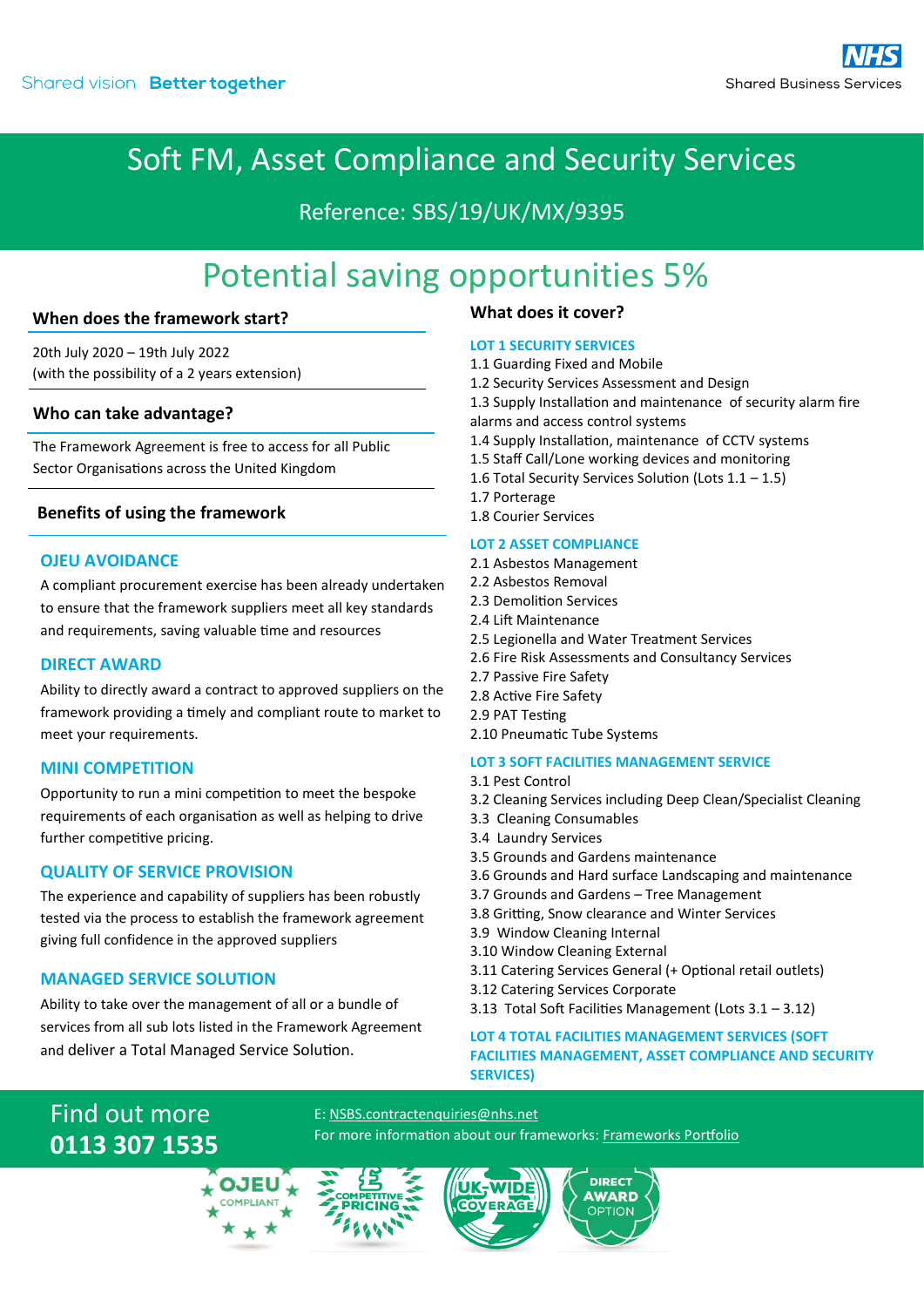Shared vision **Better together**

NHS Shared Business Services

# Soft FM, Asset Compliance and Security Services

Reference: SBS/19/UK/MX/9395

## Potential saving opportunities 5%

### When does the framework start?

20th July 2020 – 19th July 2022
(with the possibility of a 2 years extension)

### Who can take advantage?

The Framework Agreement is free to access for all Public Sector Organisations across the United Kingdom

### Benefits of using the framework

**OJEU AVOIDANCE**

A compliant procurement exercise has been already undertaken to ensure that the framework suppliers meet all key standards and requirements, saving valuable time and resources

**DIRECT AWARD**

Ability to directly award a contract to approved suppliers on the framework providing a timely and compliant route to market to meet your requirements.

**MINI COMPETITION**

Opportunity to run a mini competition to meet the bespoke requirements of each organisation as well as helping to drive further competitive pricing.

**QUALITY OF SERVICE PROVISION**

The experience and capability of suppliers has been robustly tested via the process to establish the framework agreement giving full confidence in the approved suppliers

**MANAGED SERVICE SOLUTION**

Ability to take over the management of all or a bundle of services from all sub lots listed in the Framework Agreement and deliver a Total Managed Service Solution.

### What does it cover?

**LOT 1 SECURITY SERVICES**

1.1 Guarding Fixed and Mobile
1.2 Security Services Assessment and Design
1.3 Supply Installation and maintenance of security alarm fire alarms and access control systems
1.4 Supply Installation, maintenance of CCTV systems
1.5 Staff Call/Lone working devices and monitoring
1.6 Total Security Services Solution (Lots 1.1 – 1.5)
1.7 Porterage
1.8 Courier Services

**LOT 2 ASSET COMPLIANCE**

2.1 Asbestos Management
2.2 Asbestos Removal
2.3 Demolition Services
2.4 Lift Maintenance
2.5 Legionella and Water Treatment Services
2.6 Fire Risk Assessments and Consultancy Services
2.7 Passive Fire Safety
2.8 Active Fire Safety
2.9 PAT Testing
2.10 Pneumatic Tube Systems

**LOT 3 SOFT FACILITIES MANAGEMENT SERVICE**

3.1 Pest Control
3.2 Cleaning Services including Deep Clean/Specialist Cleaning
3.3 Cleaning Consumables
3.4 Laundry Services
3.5 Grounds and Gardens maintenance
3.6 Grounds and Hard surface Landscaping and maintenance
3.7 Grounds and Gardens – Tree Management
3.8 Gritting, Snow clearance and Winter Services
3.9 Window Cleaning Internal
3.10 Window Cleaning External
3.11 Catering Services General (+ Optional retail outlets)
3.12 Catering Services Corporate
3.13 Total Soft Facilities Management (Lots 3.1 – 3.12)

**LOT 4 TOTAL FACILITIES MANAGEMENT SERVICES (SOFT FACILITIES MANAGEMENT, ASSET COMPLIANCE AND SECURITY SERVICES)**

## Find out more
**0113 307 1535**

E: NSBS.contractenquiries@nhs.net
For more information about our frameworks: Frameworks Portfolio

OJEU COMPLIANT | COMPETITIVE PRICING | UK-WIDE COVERAGE | DIRECT AWARD OPTION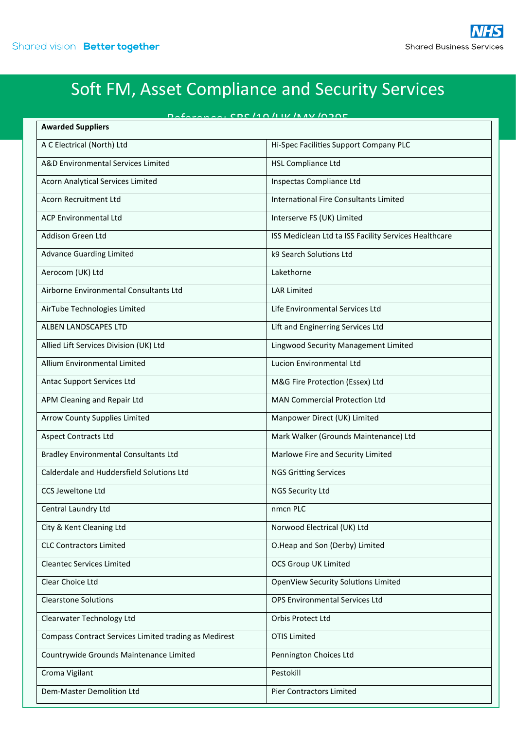# Soft FM, Asset Compliance and Security Services

Reference: SBS/19/UK/MY/9305

| Awarded Suppliers | |
|---|---|
| A C Electrical (North) Ltd | Hi-Spec Facilities Support Company PLC |
| A&D Environmental Services Limited | HSL Compliance Ltd |
| Acorn Analytical Services Limited | Inspectas Compliance Ltd |
| Acorn Recruitment Ltd | International Fire Consultants Limited |
| ACP Environmental Ltd | Interserve FS (UK) Limited |
| Addison Green Ltd | ISS Mediclean Ltd ta ISS Facility Services Healthcare |
| Advance Guarding Limited | k9 Search Solutions Ltd |
| Aerocom (UK) Ltd | Lakethorne |
| Airborne Environmental Consultants Ltd | LAR Limited |
| AirTube Technologies Limited | Life Environmental Services Ltd |
| ALBEN LANDSCAPES LTD | Lift and Enginerring Services Ltd |
| Allied Lift Services Division (UK) Ltd | Lingwood Security Management Limited |
| Allium Environmental Limited | Lucion Environmental Ltd |
| Antac Support Services Ltd | M&G Fire Protection (Essex) Ltd |
| APM Cleaning and Repair Ltd | MAN Commercial Protection Ltd |
| Arrow County Supplies Limited | Manpower Direct (UK) Limited |
| Aspect Contracts Ltd | Mark Walker (Grounds Maintenance) Ltd |
| Bradley Environmental Consultants Ltd | Marlowe Fire and Security Limited |
| Calderdale and Huddersfield Solutions Ltd | NGS Gritting Services |
| CCS Jeweltone Ltd | NGS Security Ltd |
| Central Laundry Ltd | nmcn PLC |
| City & Kent Cleaning Ltd | Norwood Electrical (UK) Ltd |
| CLC Contractors Limited | O.Heap and Son (Derby) Limited |
| Cleantec Services Limited | OCS Group UK Limited |
| Clear Choice Ltd | OpenView Security Solutions Limited |
| Clearstone Solutions | OPS Environmental Services Ltd |
| Clearwater Technology Ltd | Orbis Protect Ltd |
| Compass Contract Services Limited trading as Medirest | OTIS Limited |
| Countrywide Grounds Maintenance Limited | Pennington Choices Ltd |
| Croma Vigilant | Pestokill |
| Dem-Master Demolition Ltd | Pier Contractors Limited |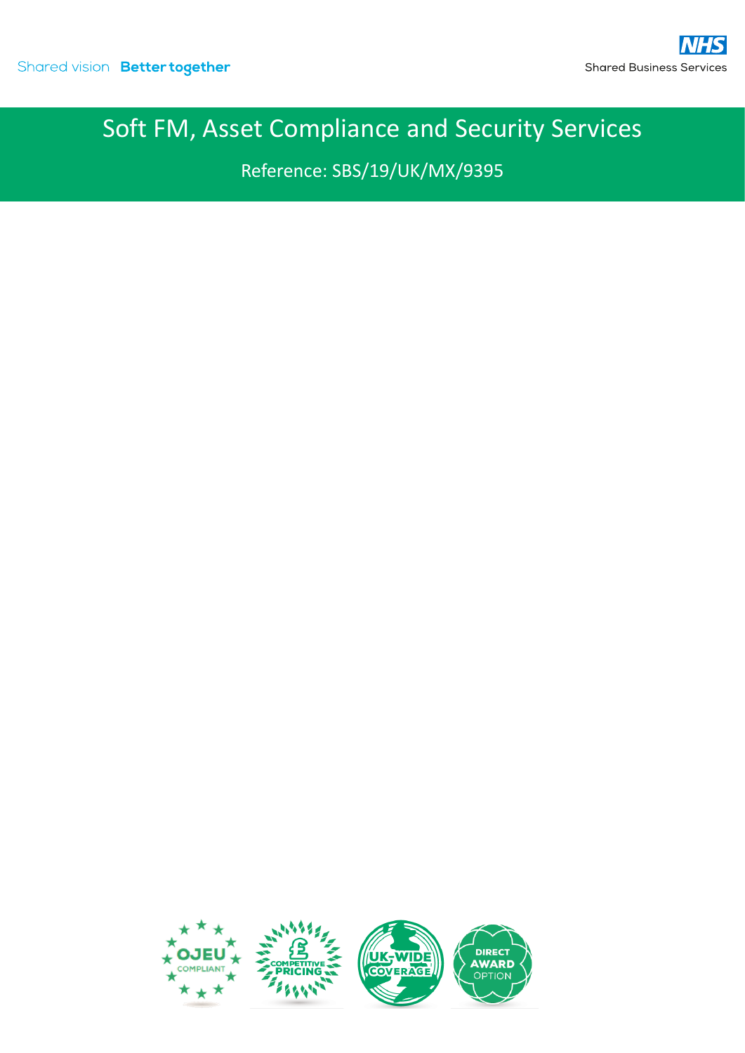Shared vision **Better together**

NHS Shared Business Services

# Soft FM, Asset Compliance and Security Services

Reference: SBS/19/UK/MX/9395

OJEU COMPLIANT

COMPETITIVE PRICING

UK-WIDE COVERAGE

DIRECT AWARD OPTION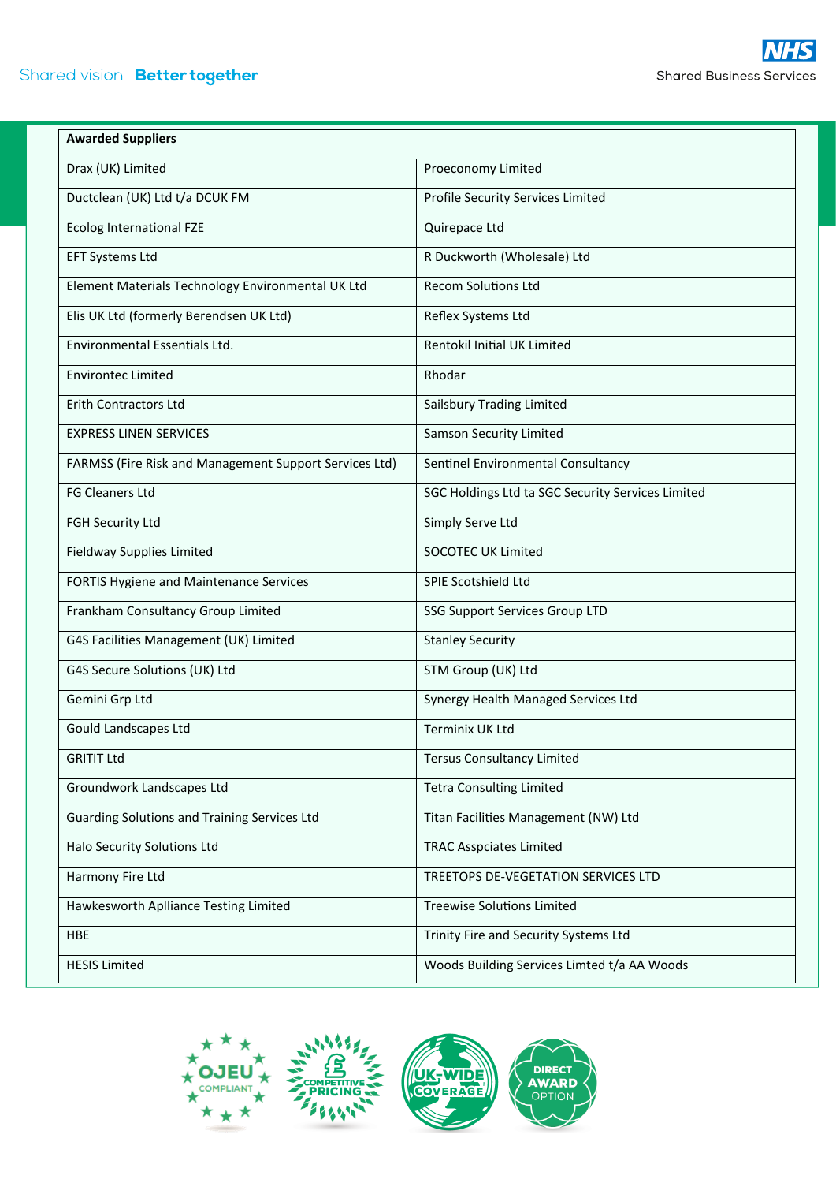| Awarded Suppliers | |
|---|---|
| Drax (UK) Limited | Proeconomy Limited |
| Ductclean (UK) Ltd t/a DCUK FM | Profile Security Services Limited |
| Ecolog International FZE | Quirepace Ltd |
| EFT Systems Ltd | R Duckworth (Wholesale) Ltd |
| Element Materials Technology Environmental UK Ltd | Recom Solutions Ltd |
| Elis UK Ltd (formerly Berendsen UK Ltd) | Reflex Systems Ltd |
| Environmental Essentials Ltd. | Rentokil Initial UK Limited |
| Environtec Limited | Rhodar |
| Erith Contractors Ltd | Sailsbury Trading Limited |
| EXPRESS LINEN SERVICES | Samson Security Limited |
| FARMSS (Fire Risk and Management Support Services Ltd) | Sentinel Environmental Consultancy |
| FG Cleaners Ltd | SGC Holdings Ltd ta SGC Security Services Limited |
| FGH Security Ltd | Simply Serve Ltd |
| Fieldway Supplies Limited | SOCOTEC UK Limited |
| FORTIS Hygiene and Maintenance Services | SPIE Scotshield Ltd |
| Frankham Consultancy Group Limited | SSG Support Services Group LTD |
| G4S Facilities Management (UK) Limited | Stanley Security |
| G4S Secure Solutions (UK) Ltd | STM Group (UK) Ltd |
| Gemini Grp Ltd | Synergy Health Managed Services Ltd |
| Gould Landscapes Ltd | Terminix UK Ltd |
| GRITIT Ltd | Tersus Consultancy Limited |
| Groundwork Landscapes Ltd | Tetra Consulting Limited |
| Guarding Solutions and Training Services Ltd | Titan Facilities Management (NW) Ltd |
| Halo Security Solutions Ltd | TRAC Asspciates Limited |
| Harmony Fire Ltd | TREETOPS DE-VEGETATION SERVICES LTD |
| Hawkesworth Aplliance Testing Limited | Treewise Solutions Limited |
| HBE | Trinity Fire and Security Systems Ltd |
| HESIS Limited | Woods Building Services Limted t/a AA Woods |